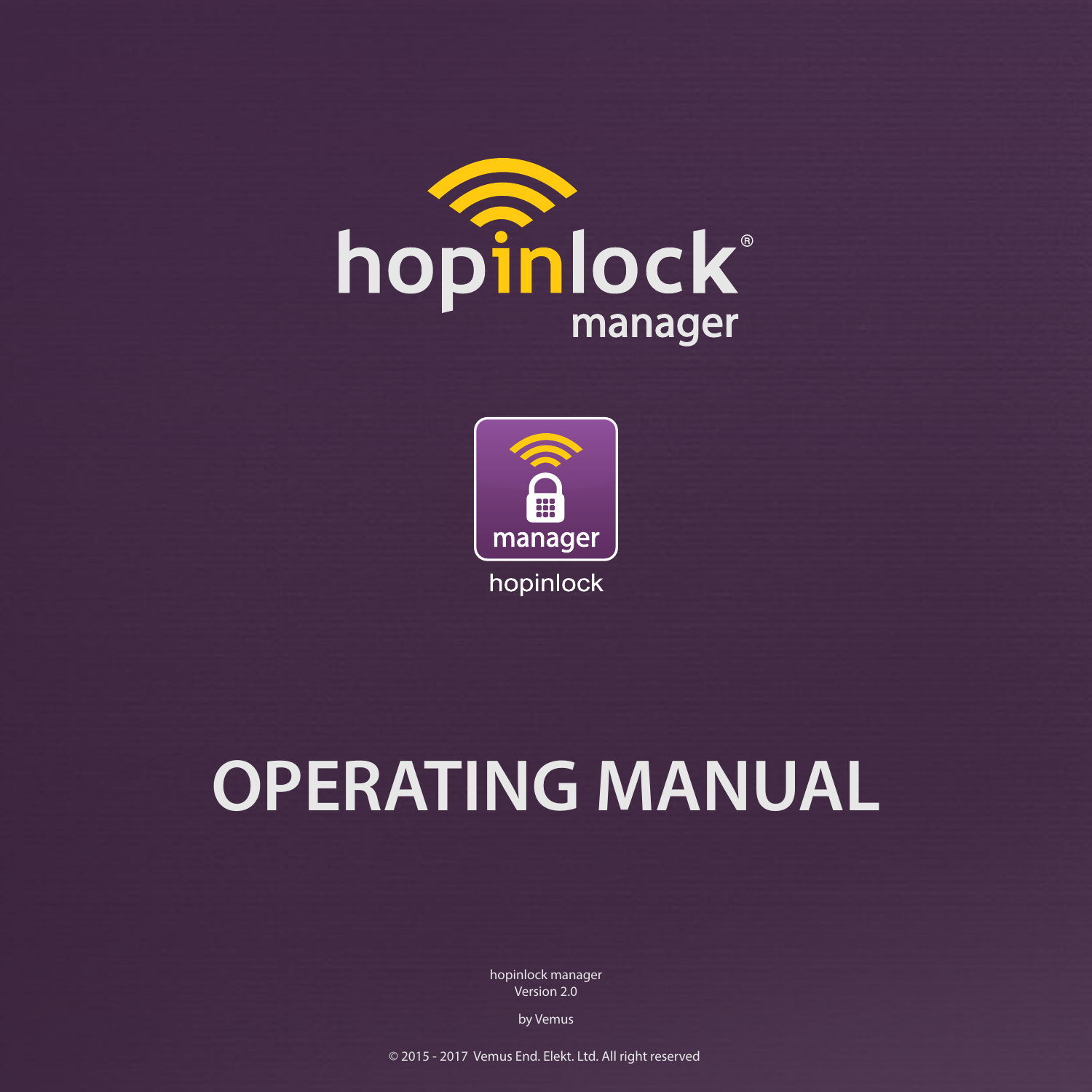# hopinlock® manager

manager

hopinlock

# OPERATING MANUAL

hopinlock manager
Version 2.0

by Vemus

© 2015 - 2017 Vemus End. Elekt. Ltd. All right reserved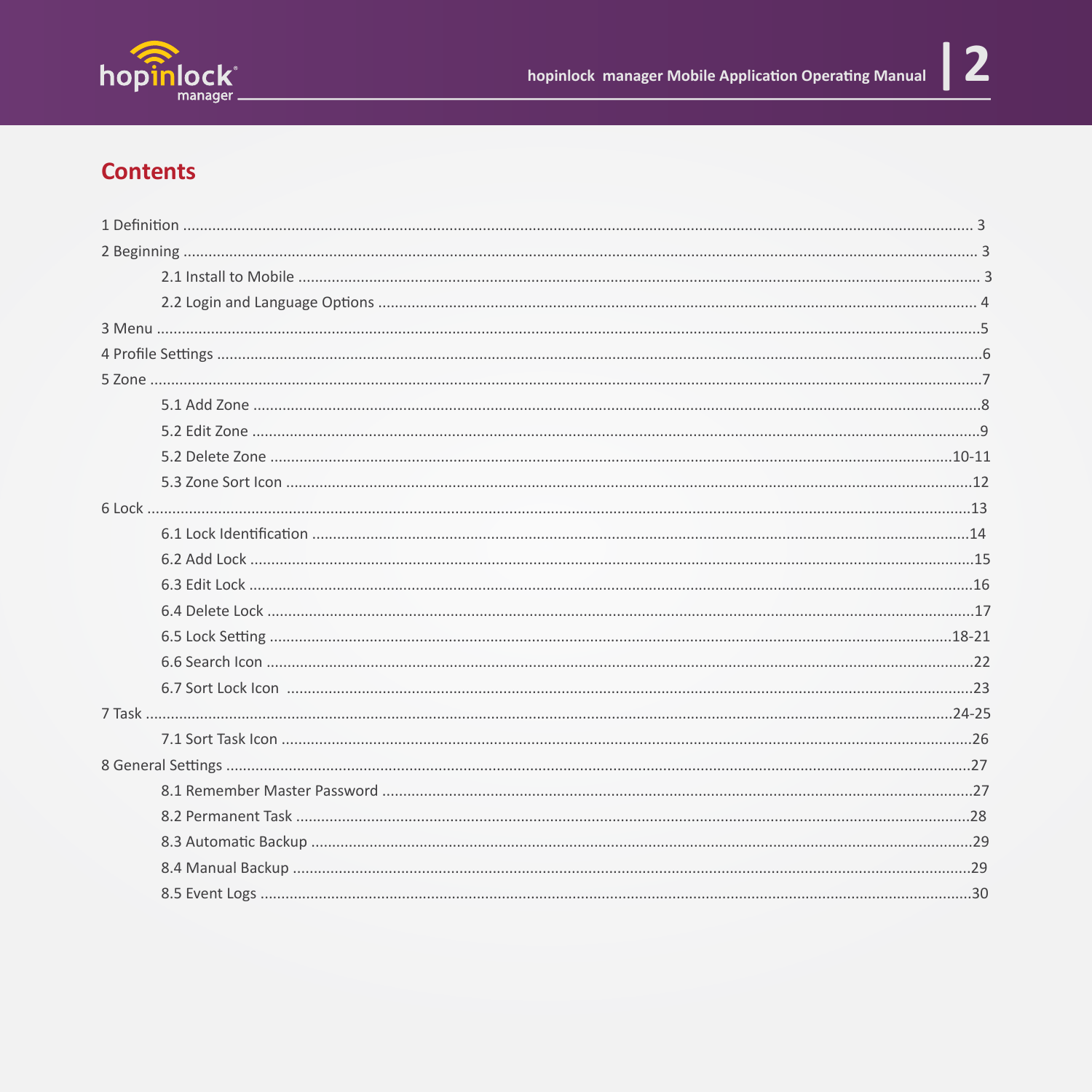## Contents

1 Definition ........................................................................ 3

2 Beginning ........................................................................ 3

- 2.1 Install to Mobile ........................................................................ 3
- 2.2 Login and Language Options ........................................................................ 4

3 Menu ........................................................................ 5

4 Profile Settings ........................................................................ 6

5 Zone ........................................................................ 7

- 5.1 Add Zone ........................................................................ 8
- 5.2 Edit Zone ........................................................................ 9
- 5.2 Delete Zone ........................................................................ 10-11
- 5.3 Zone Sort Icon ........................................................................ 12

6 Lock ........................................................................ 13

- 6.1 Lock Identification ........................................................................ 14
- 6.2 Add Lock ........................................................................ 15
- 6.3 Edit Lock ........................................................................ 16
- 6.4 Delete Lock ........................................................................ 17
- 6.5 Lock Setting ........................................................................ 18-21
- 6.6 Search Icon ........................................................................ 22
- 6.7 Sort Lock Icon ........................................................................ 23

7 Task ........................................................................ 24-25

- 7.1 Sort Task Icon ........................................................................ 26

8 General Settings ........................................................................ 27

- 8.1 Remember Master Password ........................................................................ 27
- 8.2 Permanent Task ........................................................................ 28
- 8.3 Automatic Backup ........................................................................ 29
- 8.4 Manual Backup ........................................................................ 29
- 8.5 Event Logs ........................................................................ 30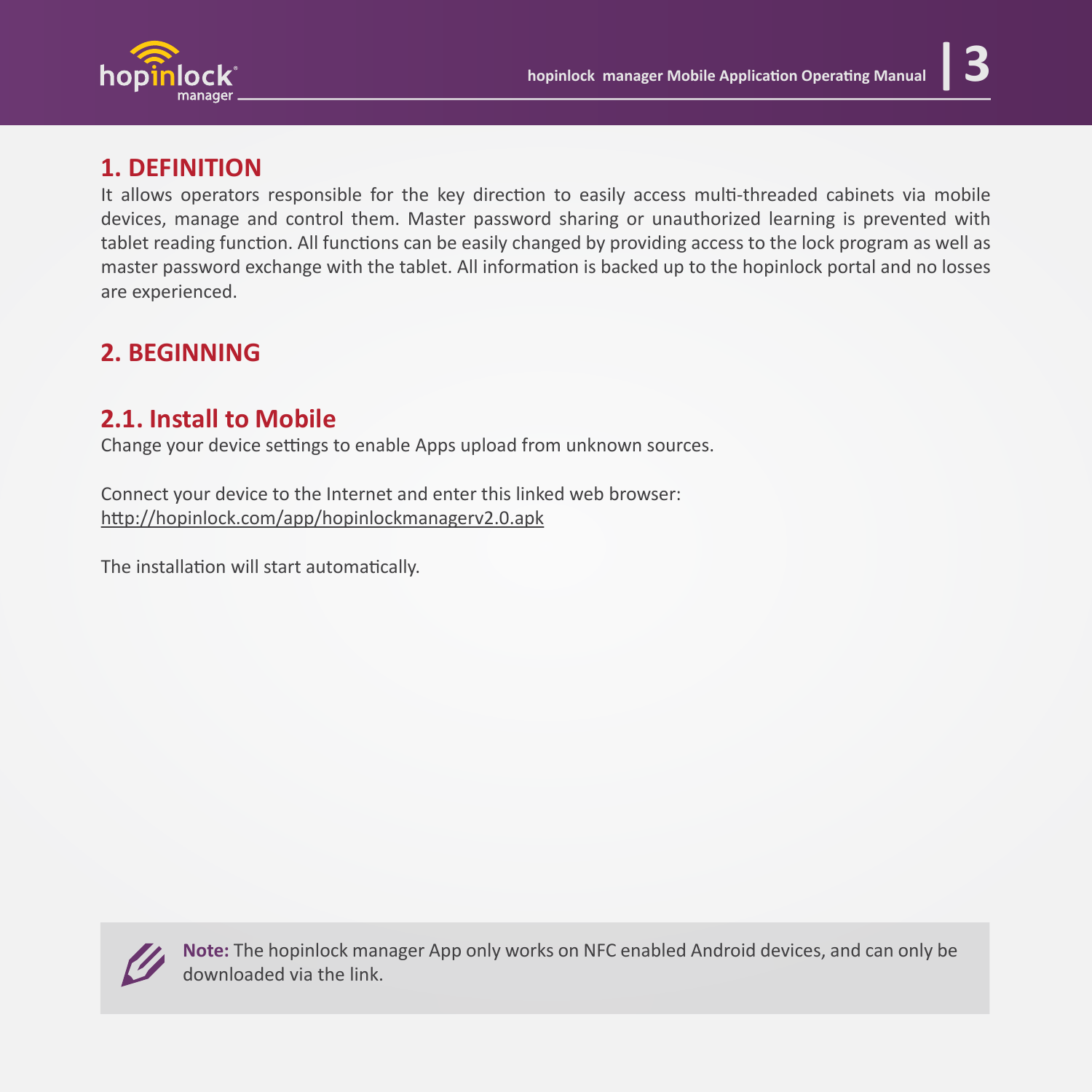# 1. DEFINITION

It allows operators responsible for the key direction to easily access multi-threaded cabinets via mobile devices, manage and control them. Master password sharing or unauthorized learning is prevented with tablet reading function. All functions can be easily changed by providing access to the lock program as well as master password exchange with the tablet. All information is backed up to the hopinlock portal and no losses are experienced.

# 2. BEGINNING

## 2.1. Install to Mobile

Change your device settings to enable Apps upload from unknown sources.

Connect your device to the Internet and enter this linked web browser:
http://hopinlock.com/app/hopinlockmanagerv2.0.apk

The installation will start automatically.

**Note:** The hopinlock manager App only works on NFC enabled Android devices, and can only be downloaded via the link.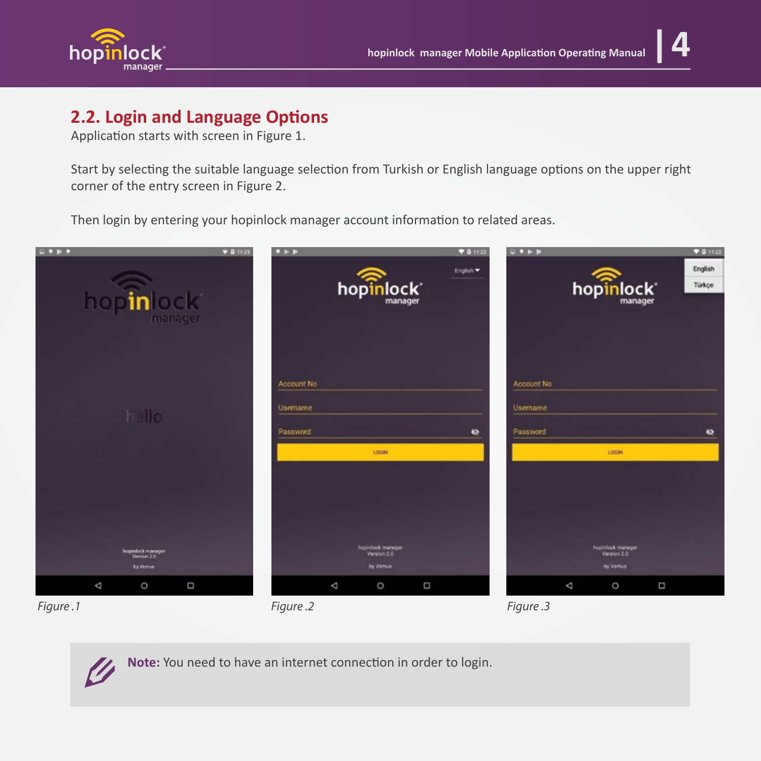## 2.2. Login and Language Options

Application starts with screen in Figure 1.

Start by selecting the suitable language selection from Turkish or English language options on the upper right corner of the entry screen in Figure 2.

Then login by entering your hopinlock manager account information to related areas.

*Figure .1*

*Figure .2*

*Figure .3*

**Note:** You need to have an internet connection in order to login.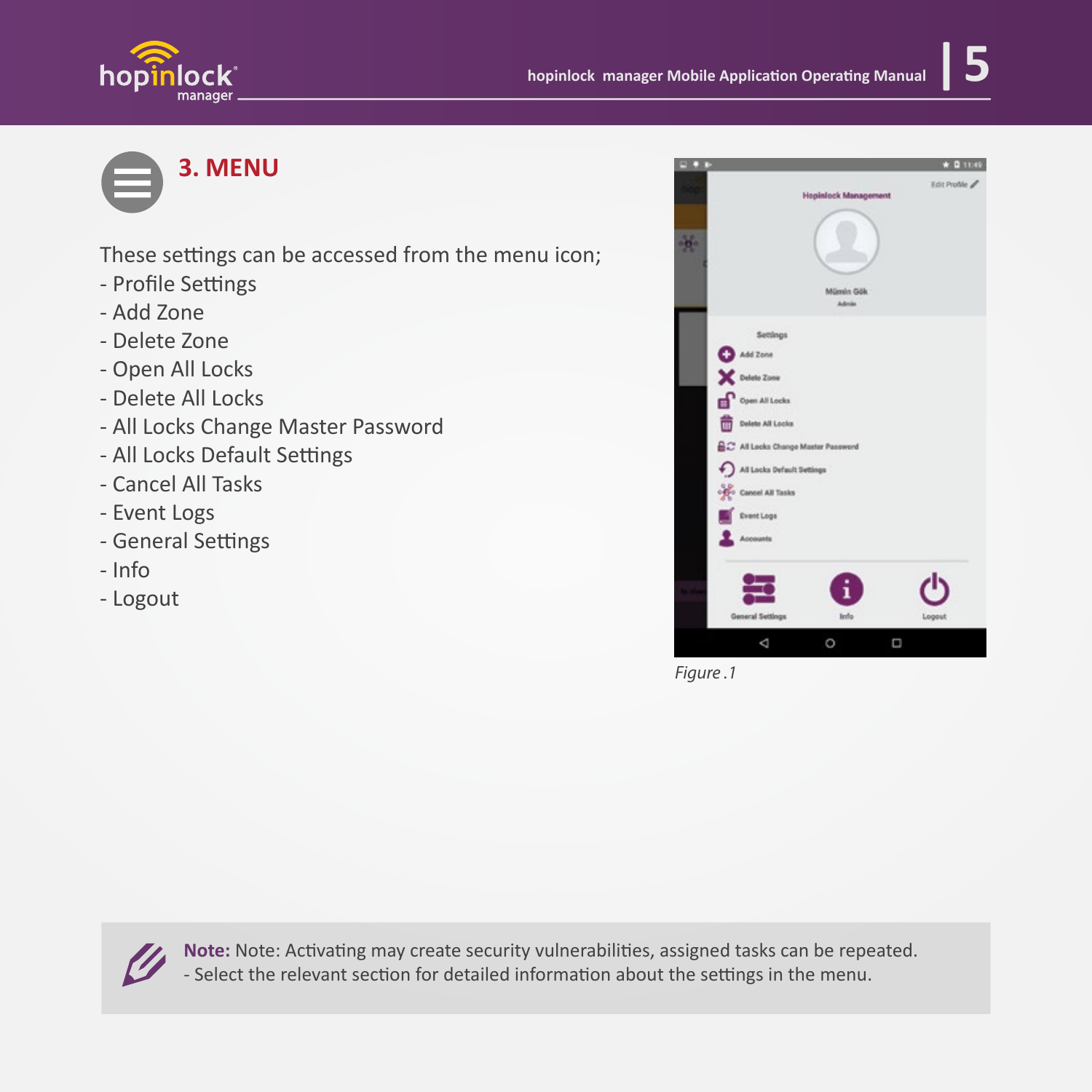# 3. MENU

These settings can be accessed from the menu icon;

- Profile Settings
- Add Zone
- Delete Zone
- Open All Locks
- Delete All Locks
- All Locks Change Master Password
- All Locks Default Settings
- Cancel All Tasks
- Event Logs
- General Settings
- Info
- Logout

*Figure .1*

**Note:** Note: Activating may create security vulnerabilities, assigned tasks can be repeated.
- Select the relevant section for detailed information about the settings in the menu.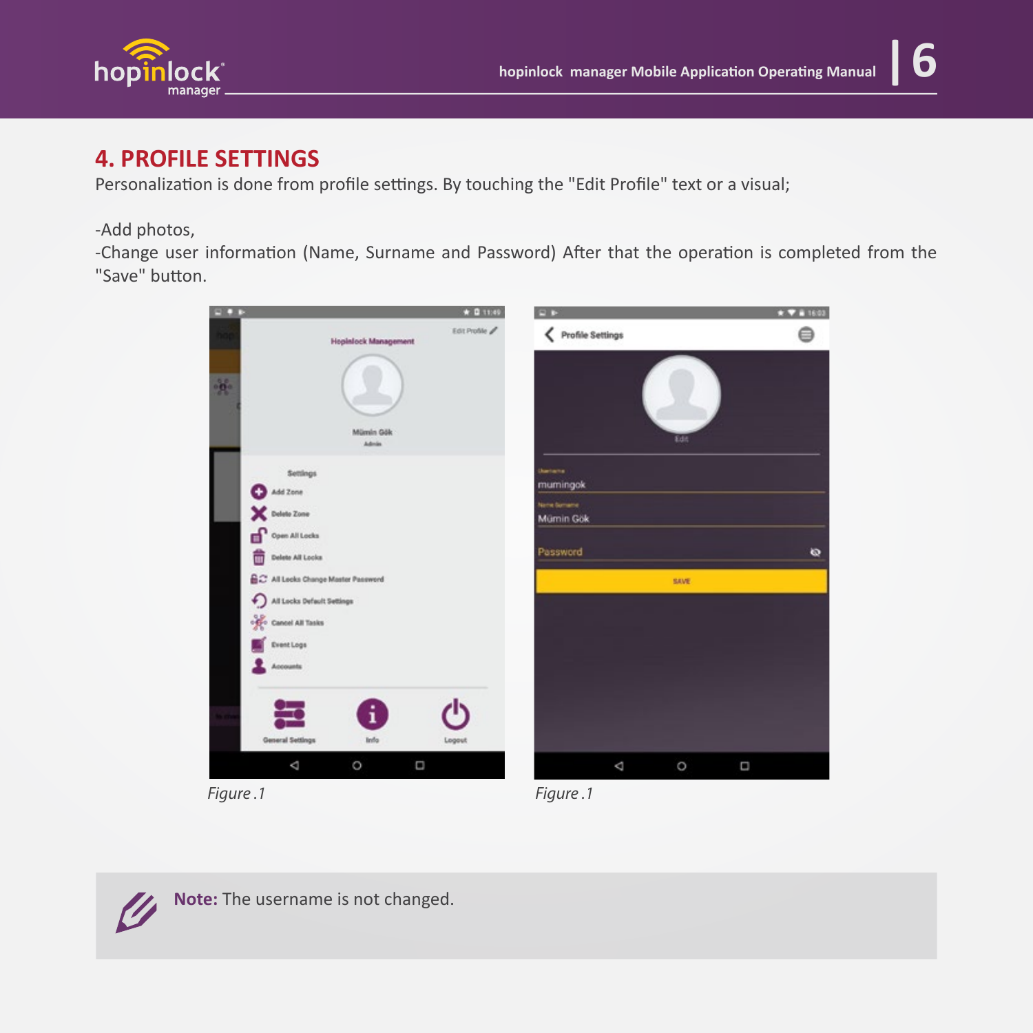## 4. PROFILE SETTINGS

Personalization is done from profile settings. By touching the "Edit Profile" text or a visual;

-Add photos,
-Change user information (Name, Surname and Password) After that the operation is completed from the "Save" button.

*Figure .1*

*Figure .1*

**Note:** The username is not changed.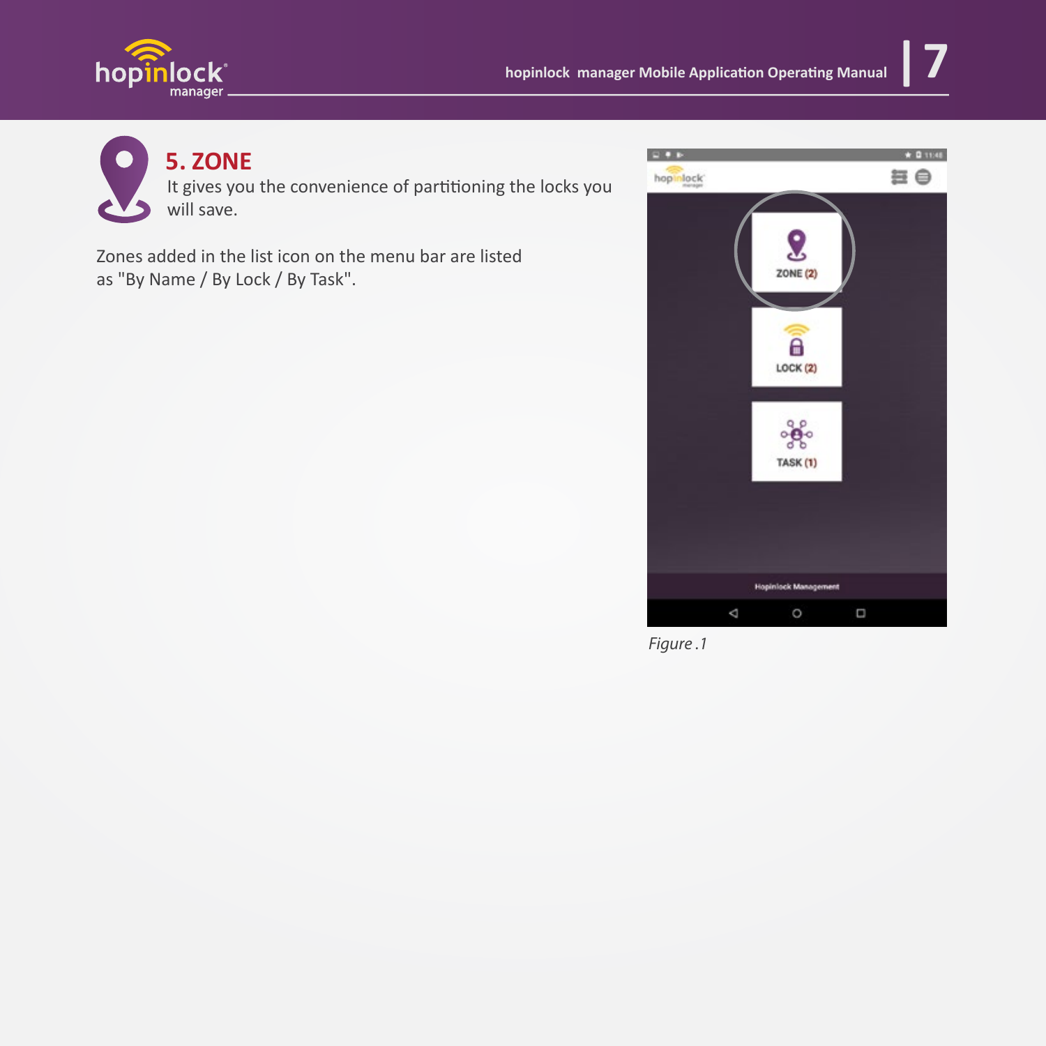## 5. ZONE

It gives you the convenience of partitioning the locks you will save.

Zones added in the list icon on the menu bar are listed as "By Name / By Lock / By Task".

*Figure .1*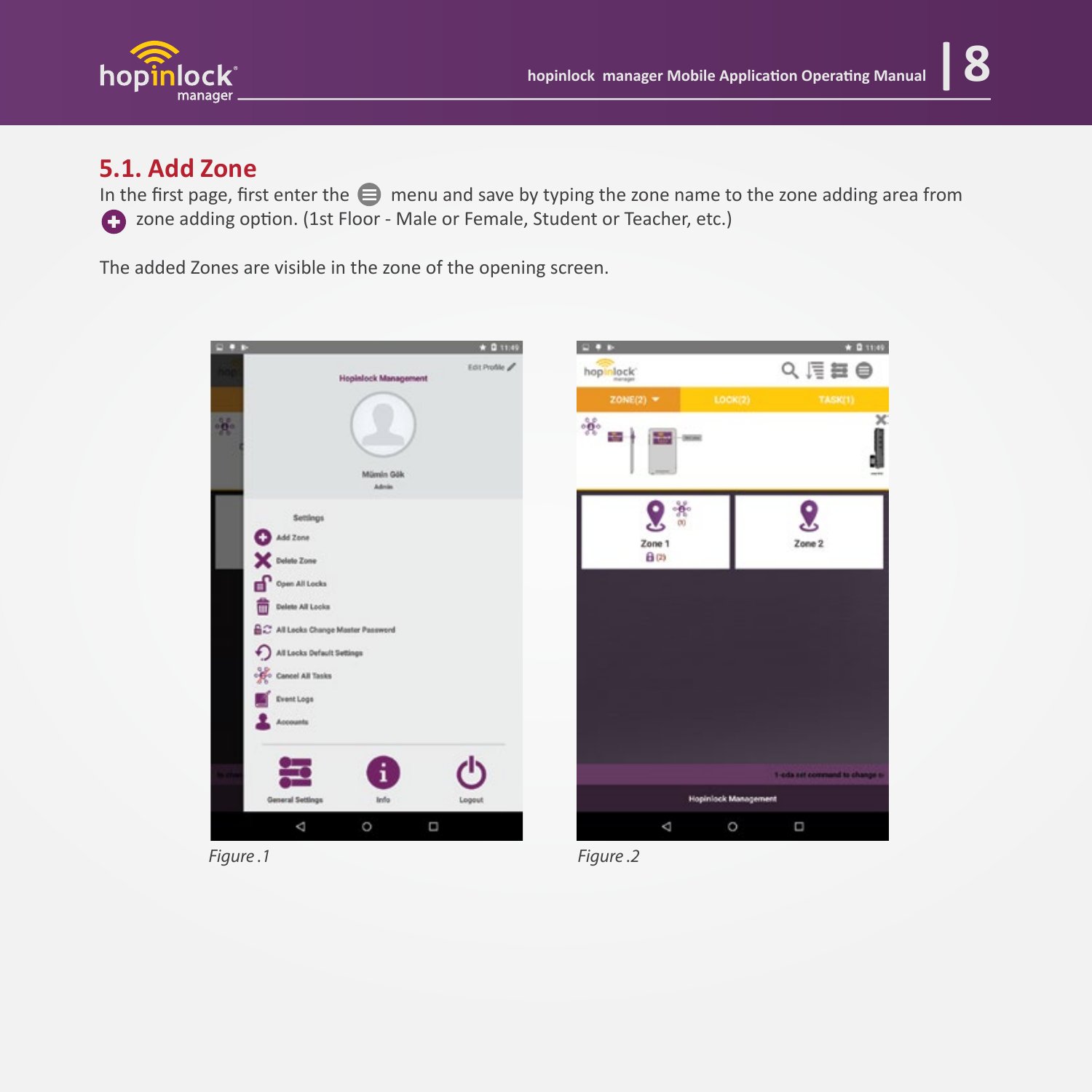## 5.1. Add Zone

In the first page, first enter the menu and save by typing the zone name to the zone adding area from zone adding option. (1st Floor - Male or Female, Student or Teacher, etc.)

The added Zones are visible in the zone of the opening screen.

*Figure .1*

*Figure .2*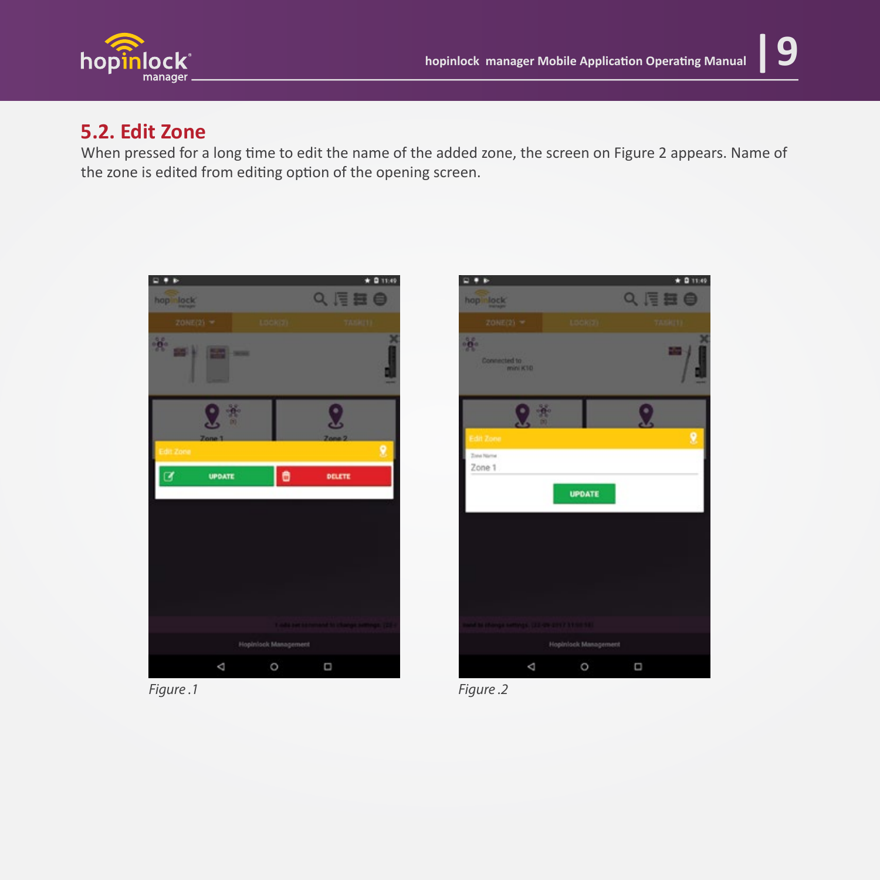## 5.2. Edit Zone

When pressed for a long time to edit the name of the added zone, the screen on Figure 2 appears. Name of the zone is edited from editing option of the opening screen.

*Figure .1*

*Figure .2*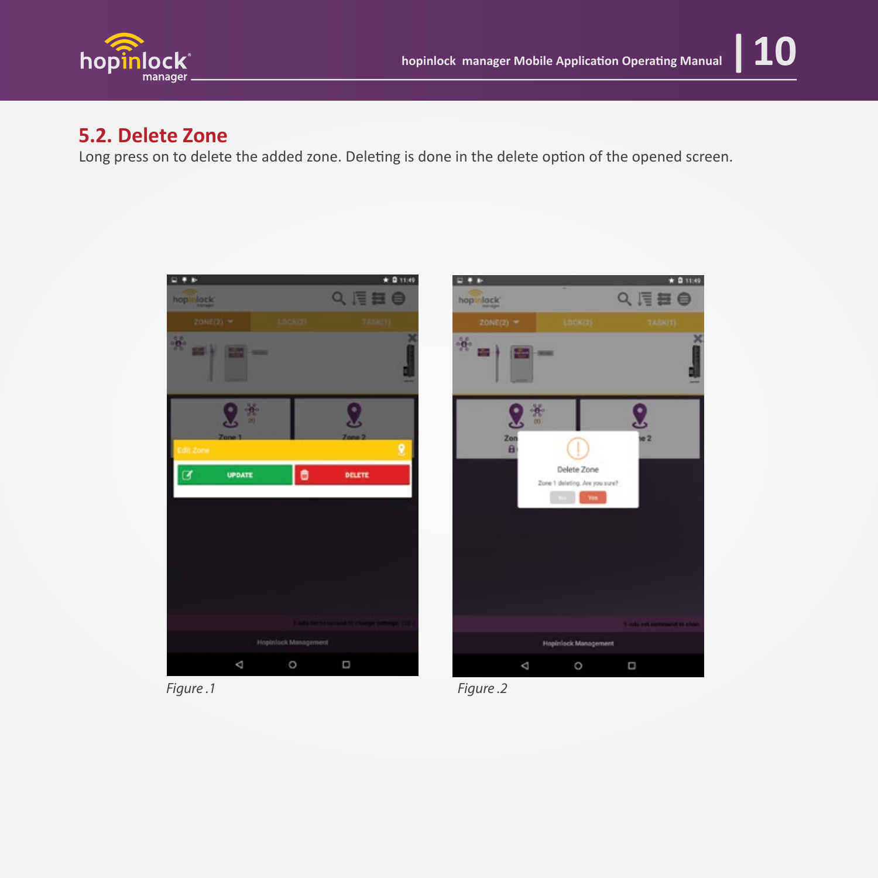## 5.2. Delete Zone

Long press on to delete the added zone. Deleting is done in the delete option of the opened screen.

*Figure .1*

*Figure .2*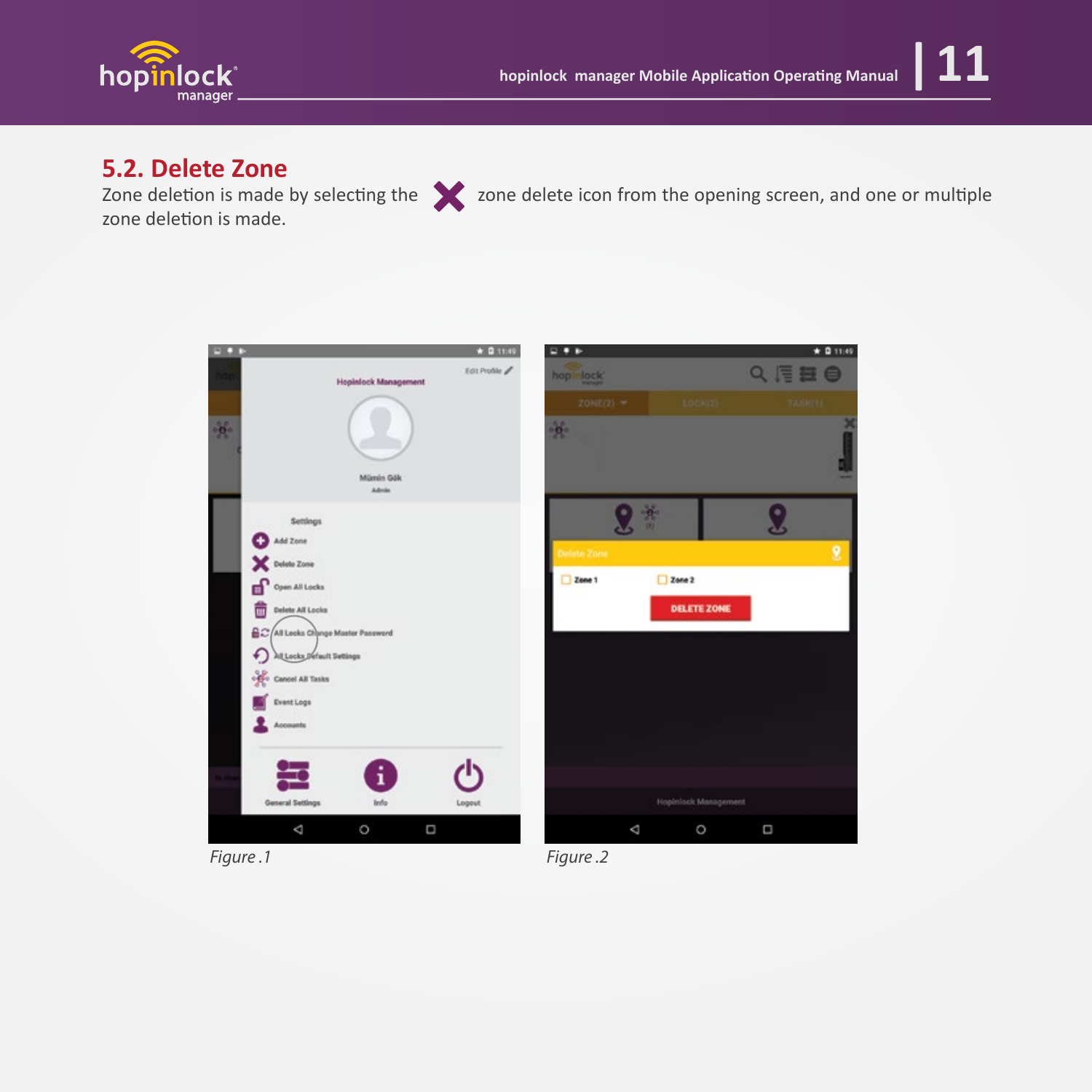## 5.2. Delete Zone

Zone deletion is made by selecting the ✖ zone delete icon from the opening screen, and one or multiple zone deletion is made.

*Figure .1*

*Figure .2*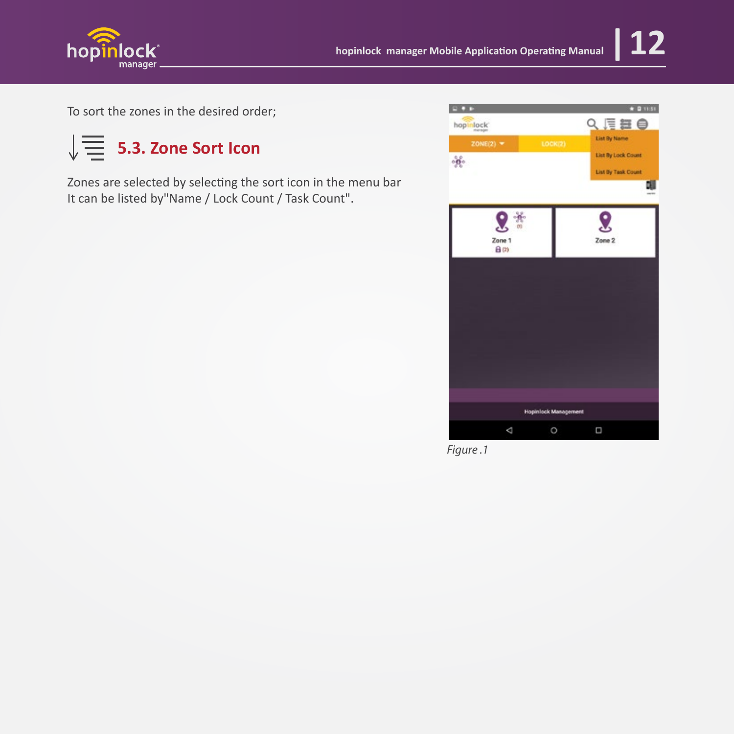To sort the zones in the desired order;

## 5.3. Zone Sort Icon

Zones are selected by selecting the sort icon in the menu bar
It can be listed by"Name / Lock Count / Task Count".

*Figure .1*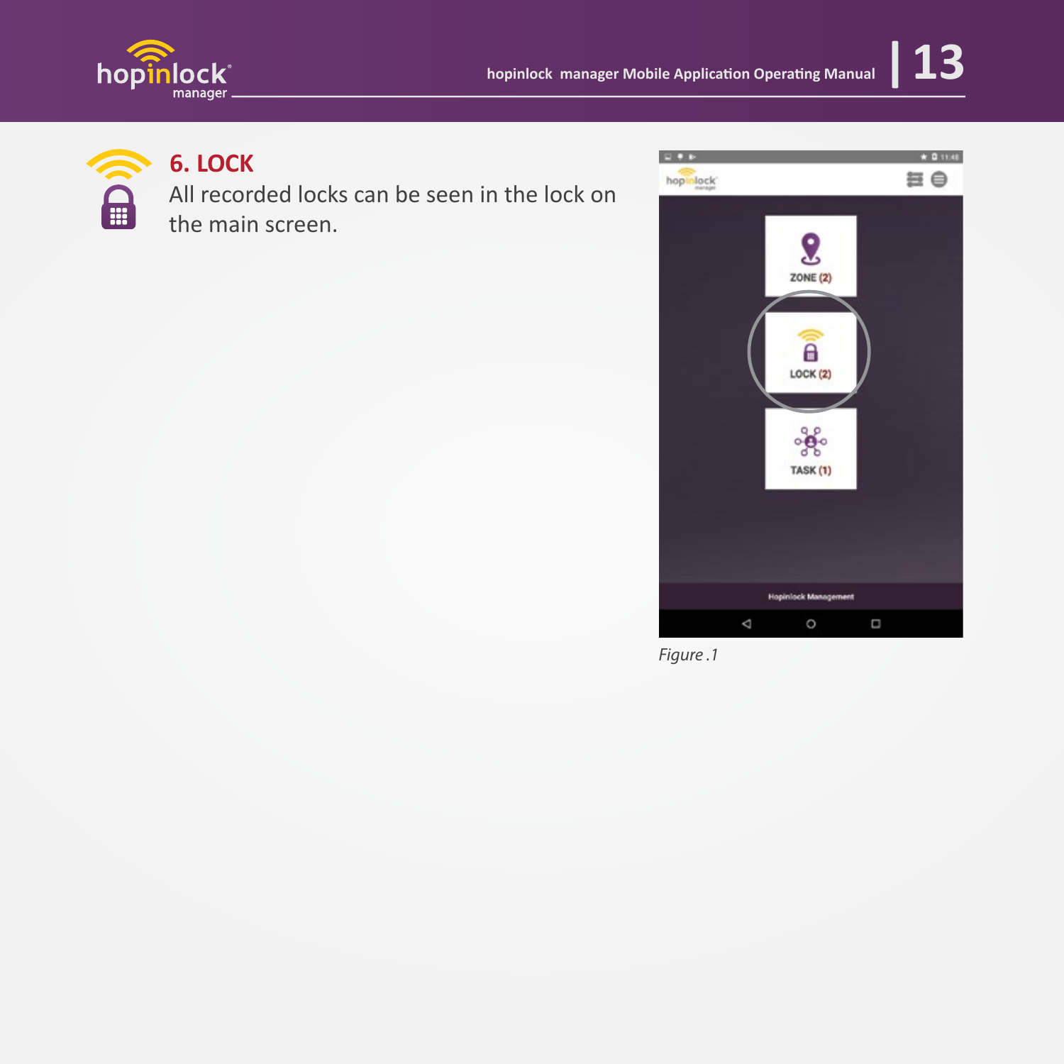## 6. LOCK

All recorded locks can be seen in the lock on the main screen.

*Figure .1*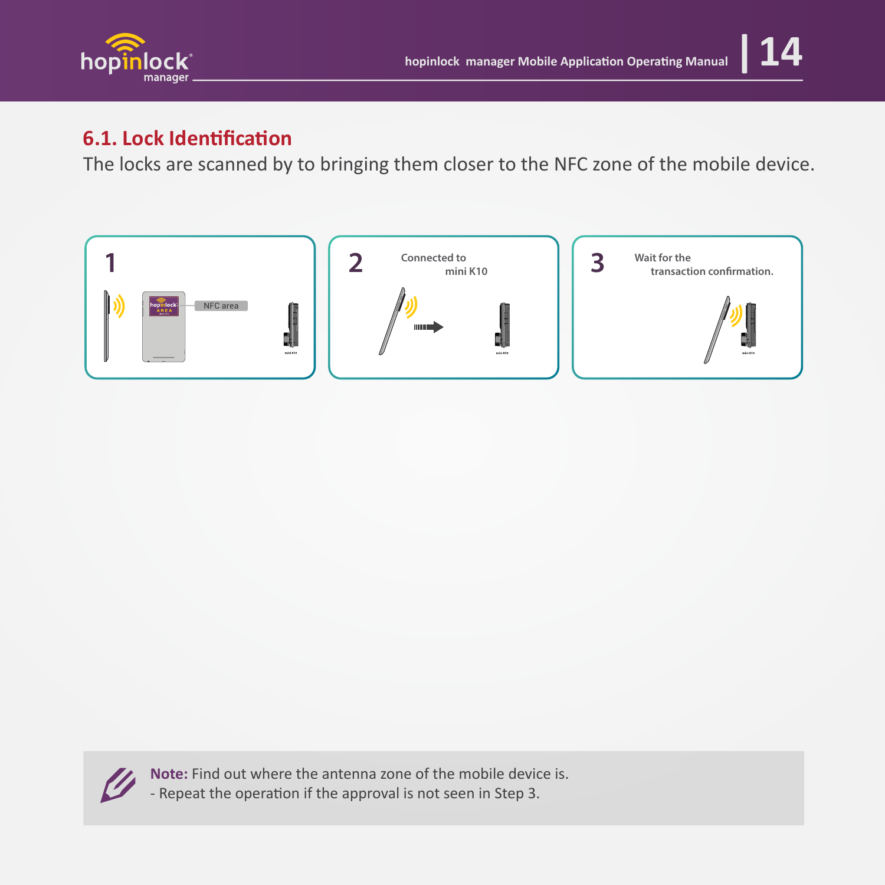## 6.1. Lock Identification

The locks are scanned by to bringing them closer to the NFC zone of the mobile device.

1

NFC area

2 Connected to mini K10

3 Wait for the transaction confirmation.

**Note:** Find out where the antenna zone of the mobile device is.
- Repeat the operation if the approval is not seen in Step 3.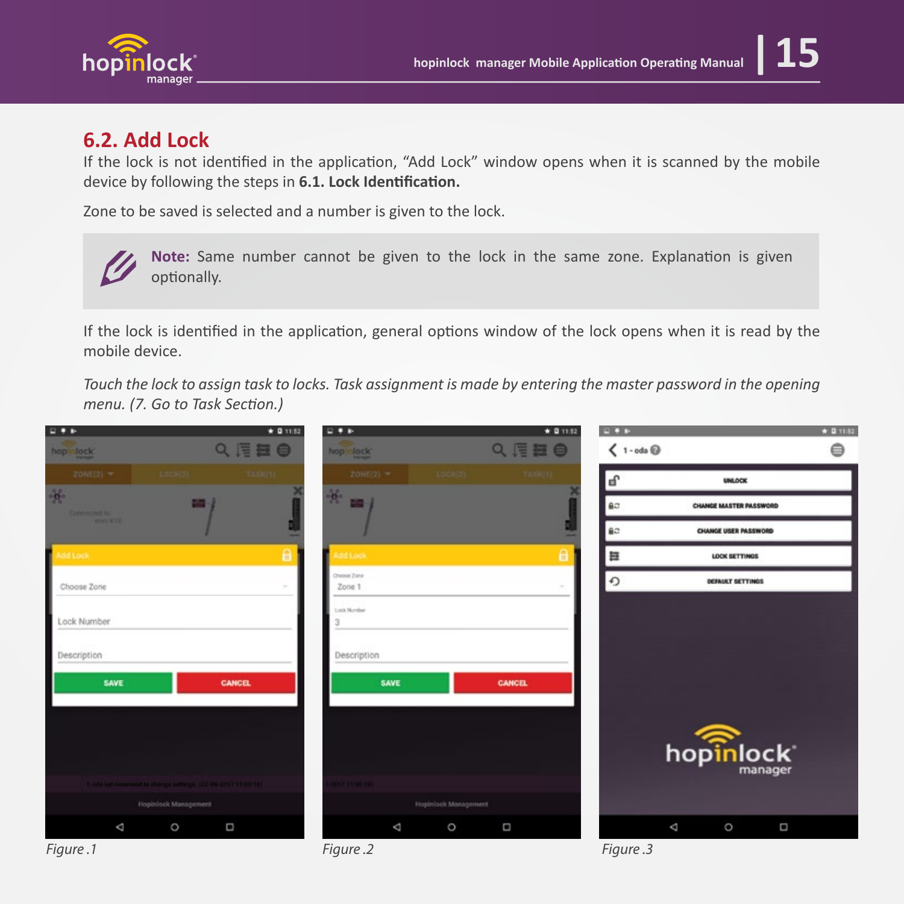## 6.2. Add Lock

If the lock is not identified in the application, "Add Lock" window opens when it is scanned by the mobile device by following the steps in **6.1. Lock Identification.**

Zone to be saved is selected and a number is given to the lock.

> **Note:** Same number cannot be given to the lock in the same zone. Explanation is given optionally.

If the lock is identified in the application, general options window of the lock opens when it is read by the mobile device.

*Touch the lock to assign task to locks. Task assignment is made by entering the master password in the opening menu. (7. Go to Task Section.)*

*Figure .1*

*Figure .2*

*Figure .3*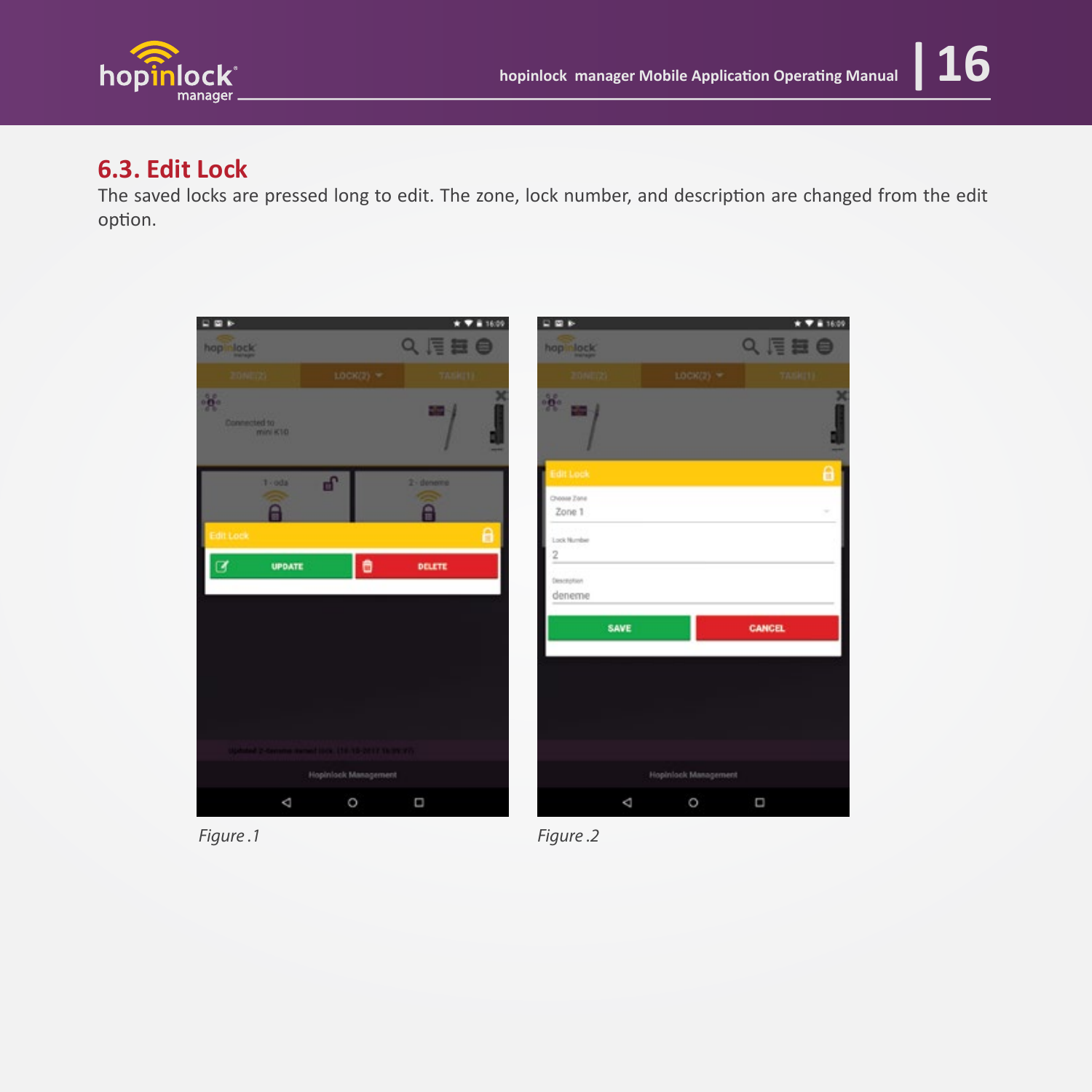## 6.3. Edit Lock

The saved locks are pressed long to edit. The zone, lock number, and description are changed from the edit option.

*Figure .1*

*Figure .2*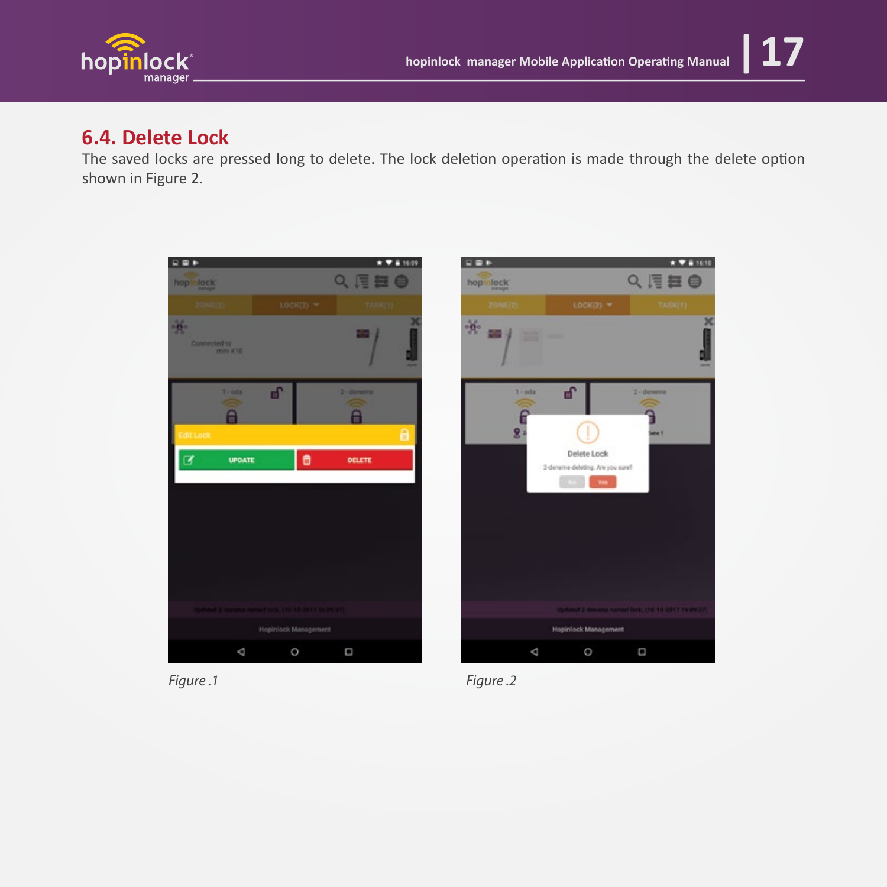## 6.4. Delete Lock

The saved locks are pressed long to delete. The lock deletion operation is made through the delete option shown in Figure 2.

*Figure .1*

*Figure .2*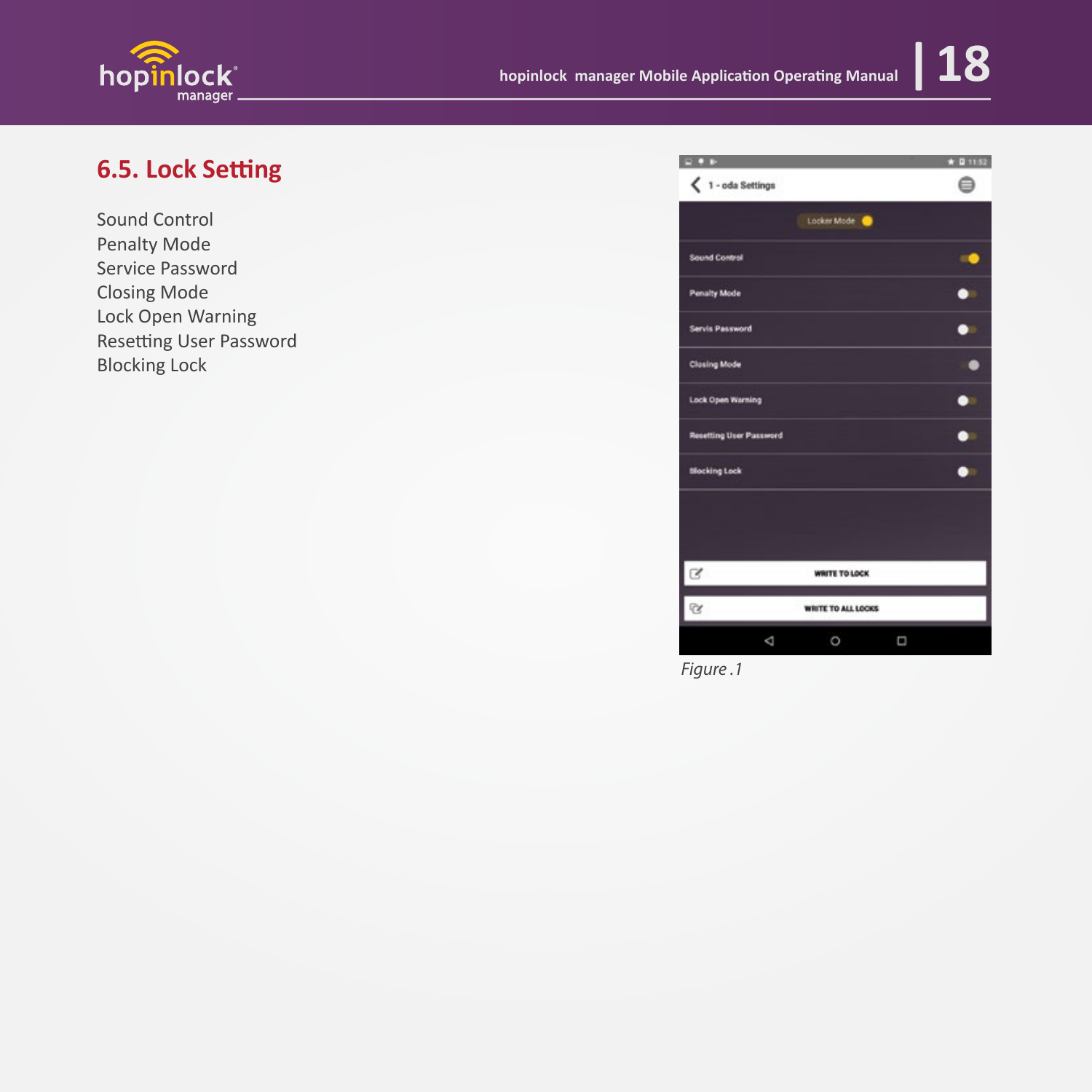## 6.5. Lock Setting

Sound Control
Penalty Mode
Service Password
Closing Mode
Lock Open Warning
Resetting User Password
Blocking Lock

*Figure .1*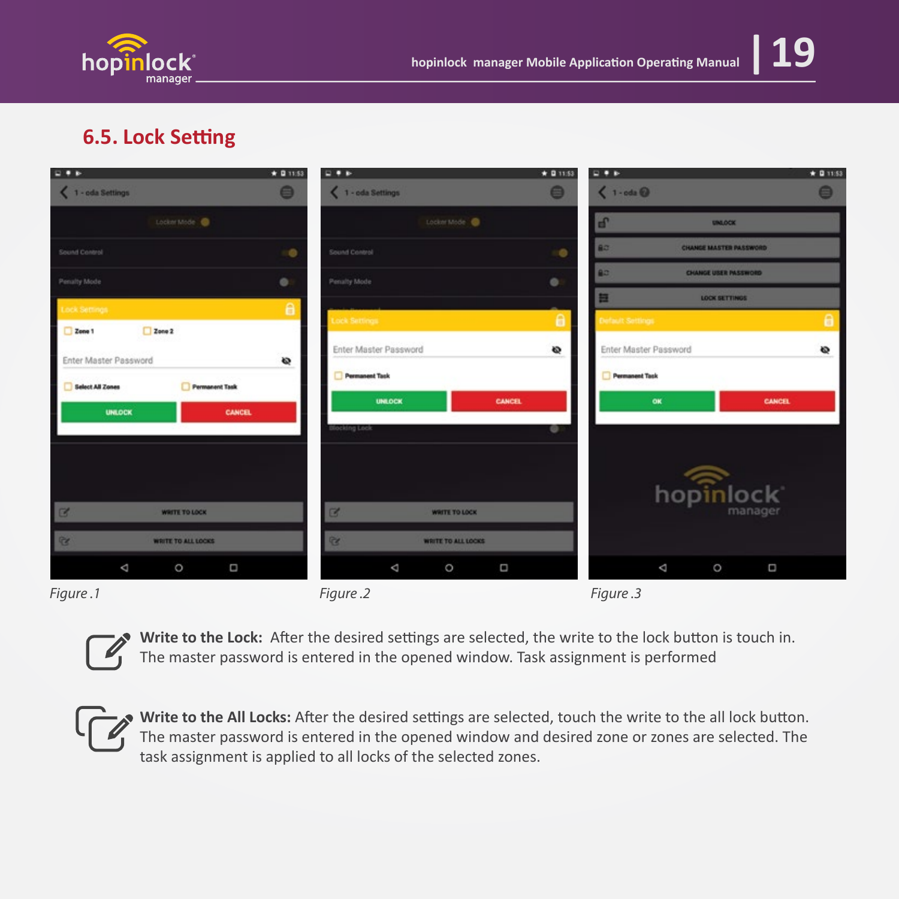## 6.5. Lock Setting

Figure .1

Figure .2

Figure .3

**Write to the Lock:** After the desired settings are selected, the write to the lock button is touch in. The master password is entered in the opened window. Task assignment is performed

**Write to the All Locks:** After the desired settings are selected, touch the write to the all lock button. The master password is entered in the opened window and desired zone or zones are selected. The task assignment is applied to all locks of the selected zones.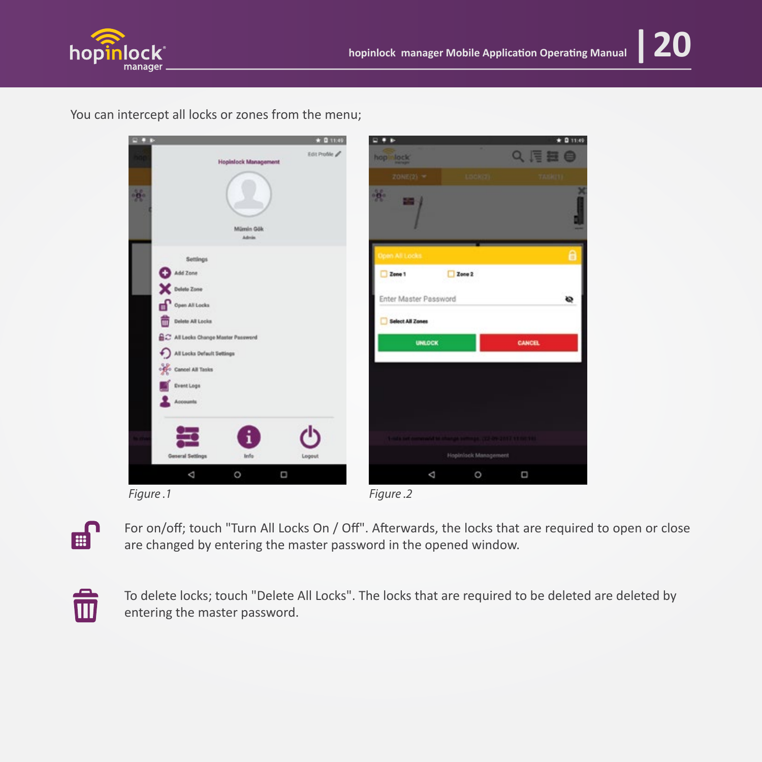You can intercept all locks or zones from the menu;

*Figure .1*

*Figure .2*

For on/off; touch "Turn All Locks On / Off". Afterwards, the locks that are required to open or close are changed by entering the master password in the opened window.

To delete locks; touch "Delete All Locks". The locks that are required to be deleted are deleted by entering the master password.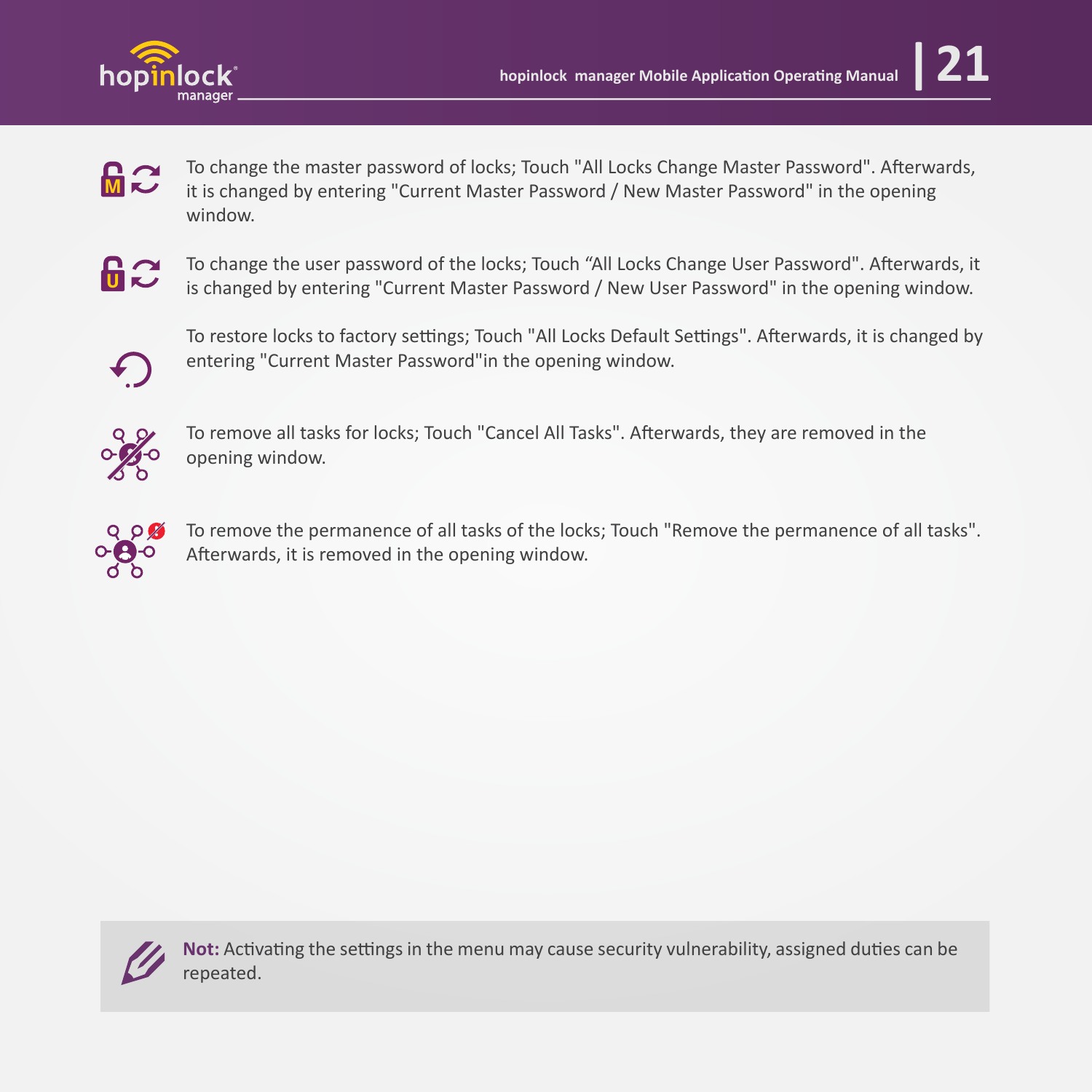To change the master password of locks; Touch "All Locks Change Master Password". Afterwards, it is changed by entering "Current Master Password / New Master Password" in the opening window.

To change the user password of the locks; Touch “All Locks Change User Password". Afterwards, it is changed by entering "Current Master Password / New User Password" in the opening window.

To restore locks to factory settings; Touch "All Locks Default Settings". Afterwards, it is changed by entering "Current Master Password"in the opening window.

To remove all tasks for locks; Touch "Cancel All Tasks". Afterwards, they are removed in the opening window.

To remove the permanence of all tasks of the locks; Touch "Remove the permanence of all tasks". Afterwards, it is removed in the opening window.

**Not:** Activating the settings in the menu may cause security vulnerability, assigned duties can be repeated.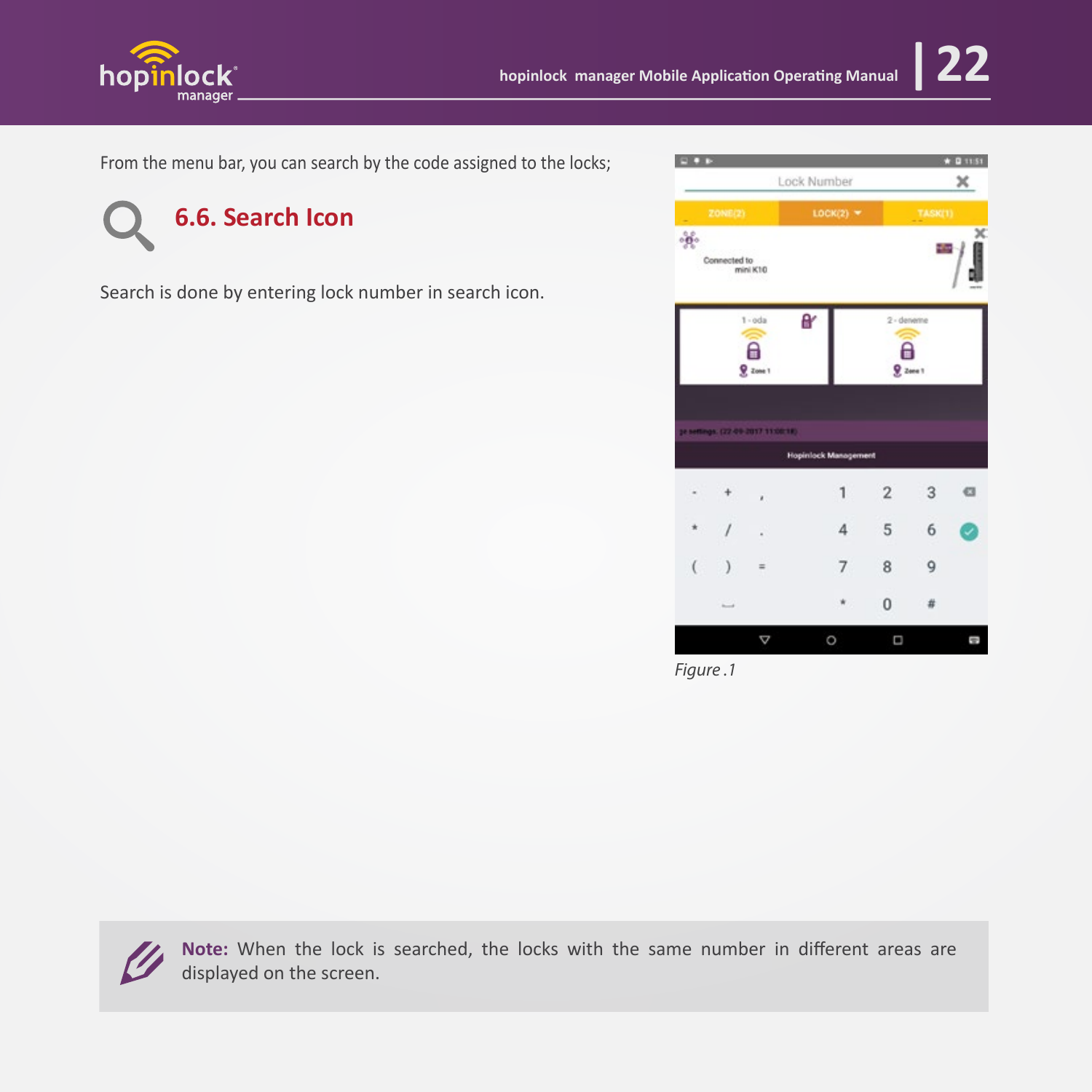From the menu bar, you can search by the code assigned to the locks;

## 6.6. Search Icon

Search is done by entering lock number in search icon.

*Figure .1*

**Note:** When the lock is searched, the locks with the same number in different areas are displayed on the screen.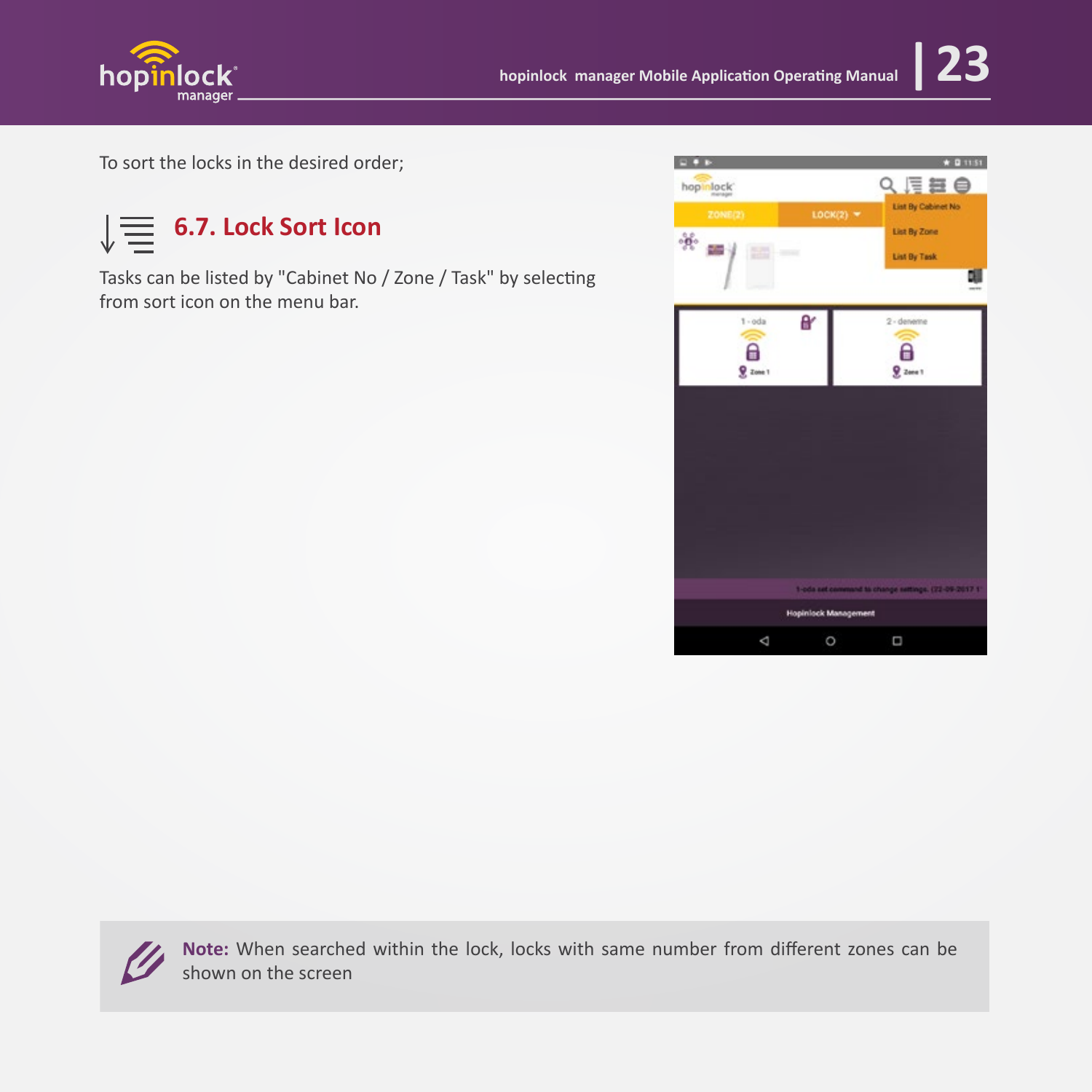To sort the locks in the desired order;

## 6.7. Lock Sort Icon

Tasks can be listed by "Cabinet No / Zone / Task" by selecting from sort icon on the menu bar.

**Note:** When searched within the lock, locks with same number from different zones can be shown on the screen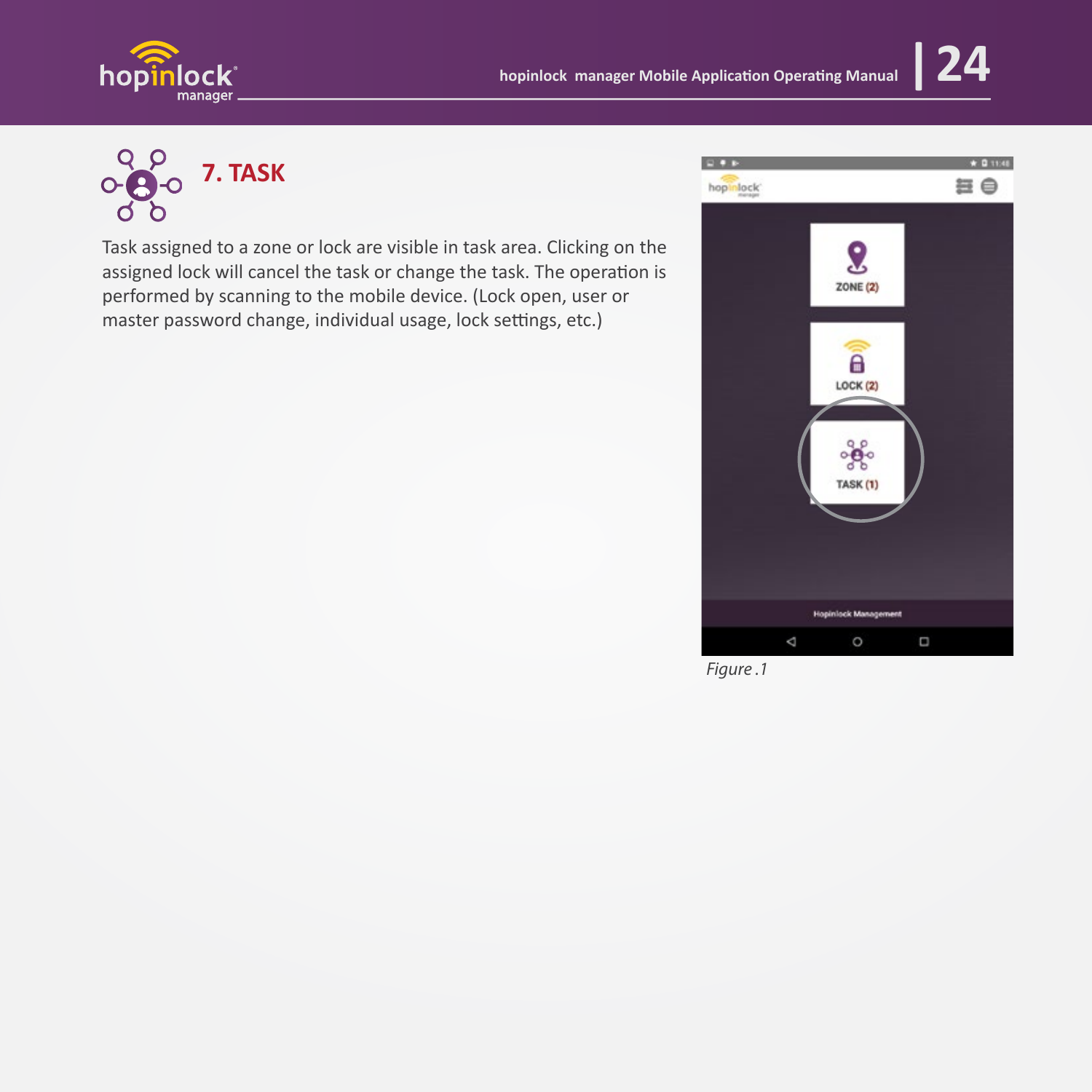## 7. TASK

Task assigned to a zone or lock are visible in task area. Clicking on the assigned lock will cancel the task or change the task. The operation is performed by scanning to the mobile device. (Lock open, user or master password change, individual usage, lock settings, etc.)

*Figure .1*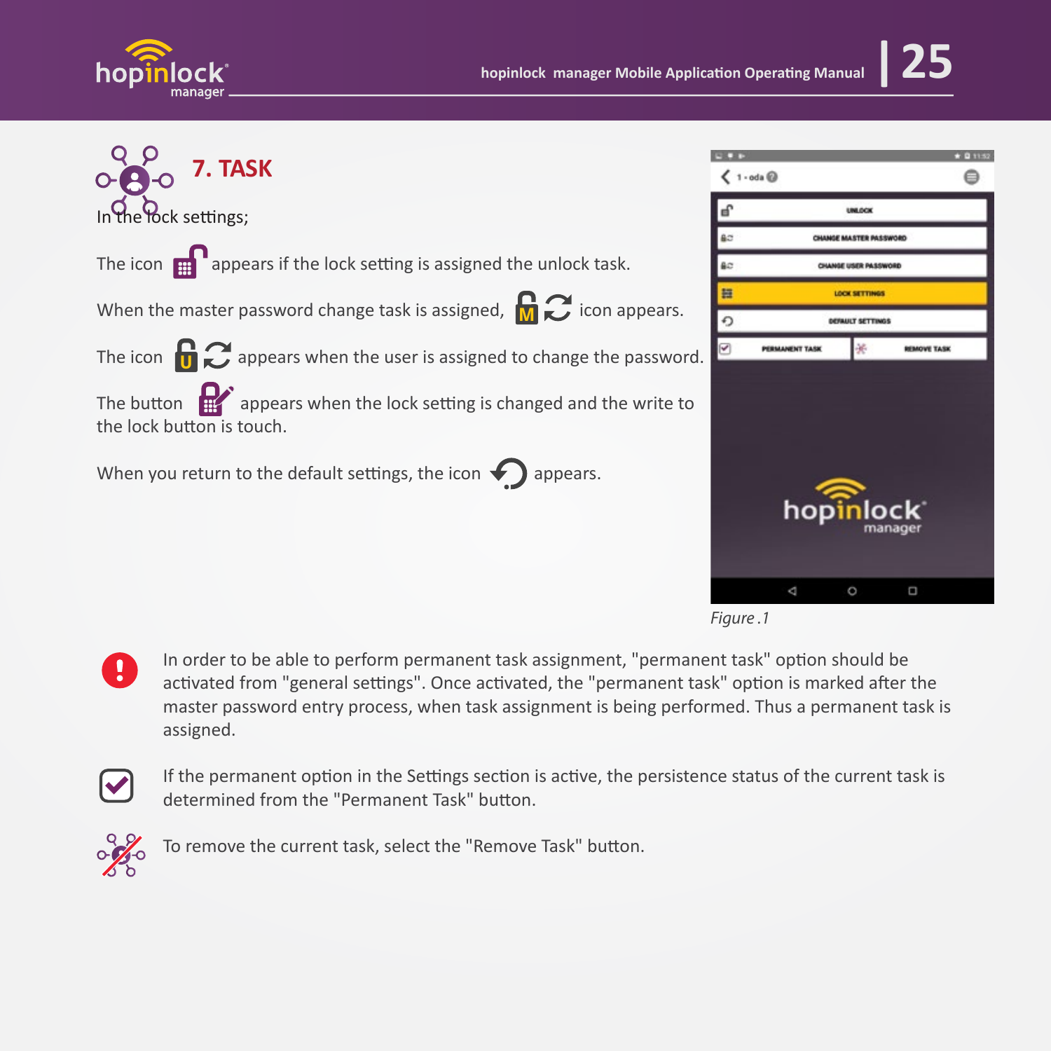## 7. TASK

In the lock settings;

The icon appears if the lock setting is assigned the unlock task.

When the master password change task is assigned, icon appears.

The icon appears when the user is assigned to change the password.

The button appears when the lock setting is changed and the write to the lock button is touch.

When you return to the default settings, the icon appears.

*Figure .1*

In order to be able to perform permanent task assignment, "permanent task" option should be activated from "general settings". Once activated, the "permanent task" option is marked after the master password entry process, when task assignment is being performed. Thus a permanent task is assigned.

If the permanent option in the Settings section is active, the persistence status of the current task is determined from the "Permanent Task" button.

To remove the current task, select the "Remove Task" button.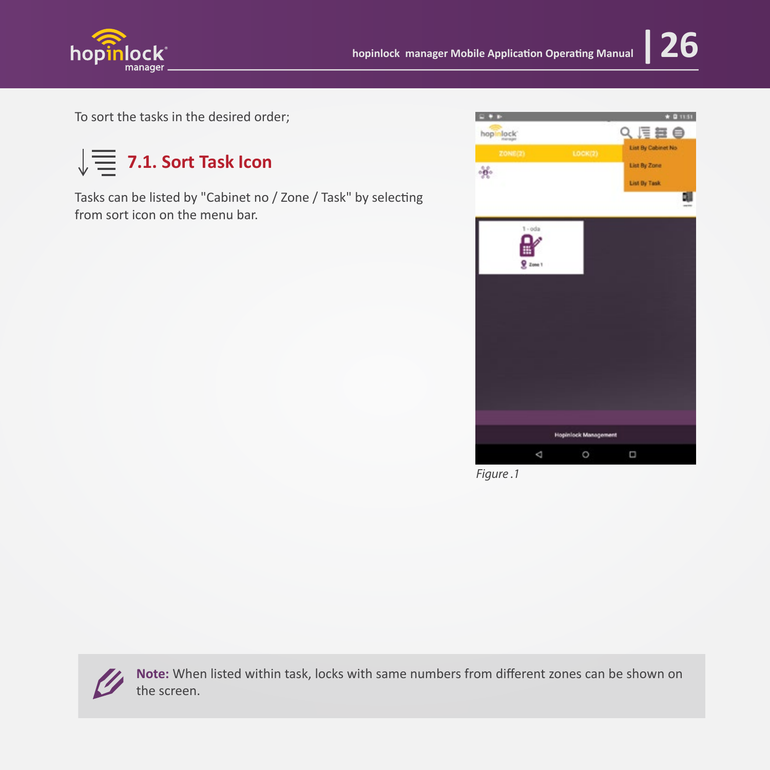To sort the tasks in the desired order;

## 7.1. Sort Task Icon

Tasks can be listed by "Cabinet no / Zone / Task" by selecting from sort icon on the menu bar.

*Figure .1*

**Note:** When listed within task, locks with same numbers from different zones can be shown on the screen.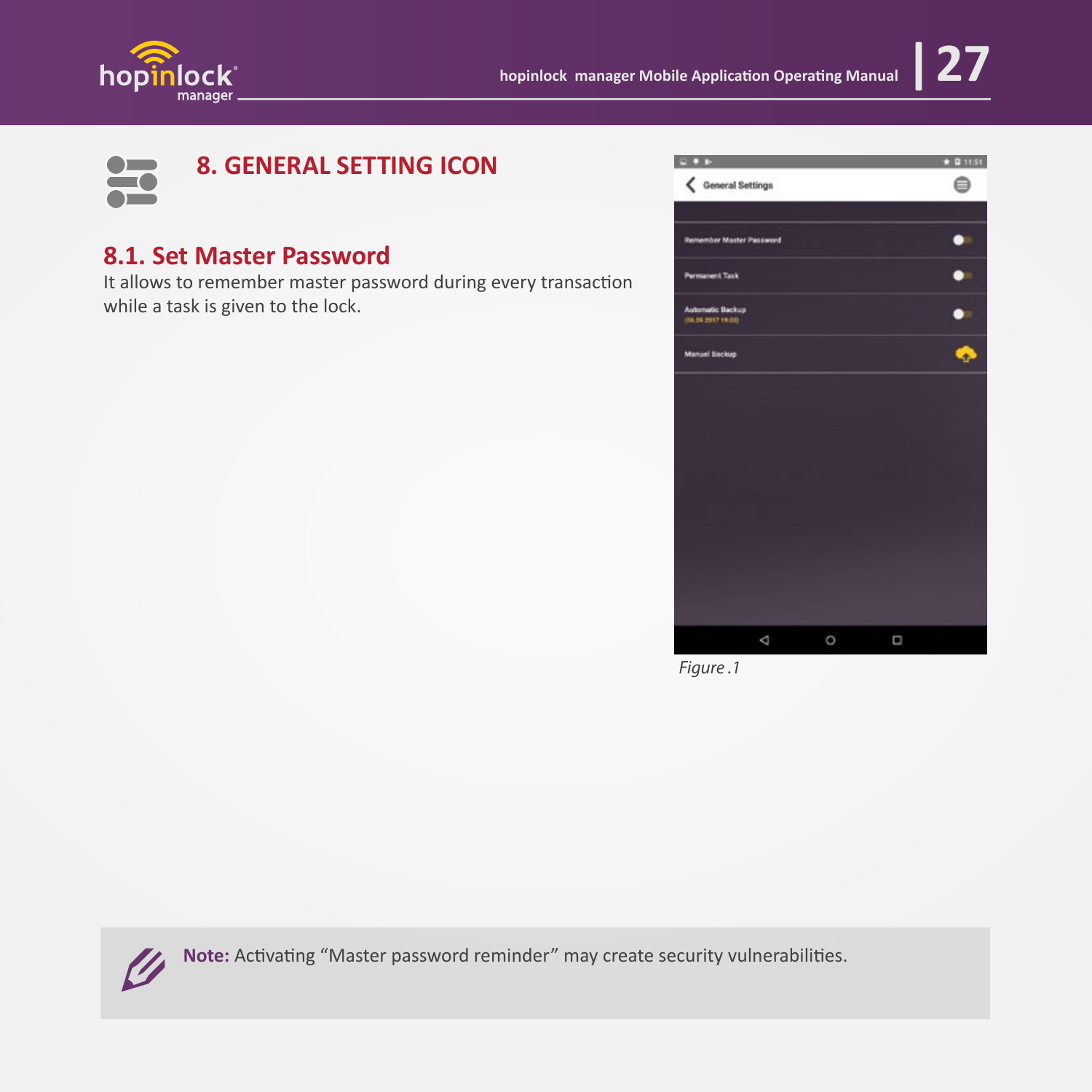# 8. GENERAL SETTING ICON

## 8.1. Set Master Password

It allows to remember master password during every transaction while a task is given to the lock.

*Figure .1*

**Note:** Activating “Master password reminder” may create security vulnerabilities.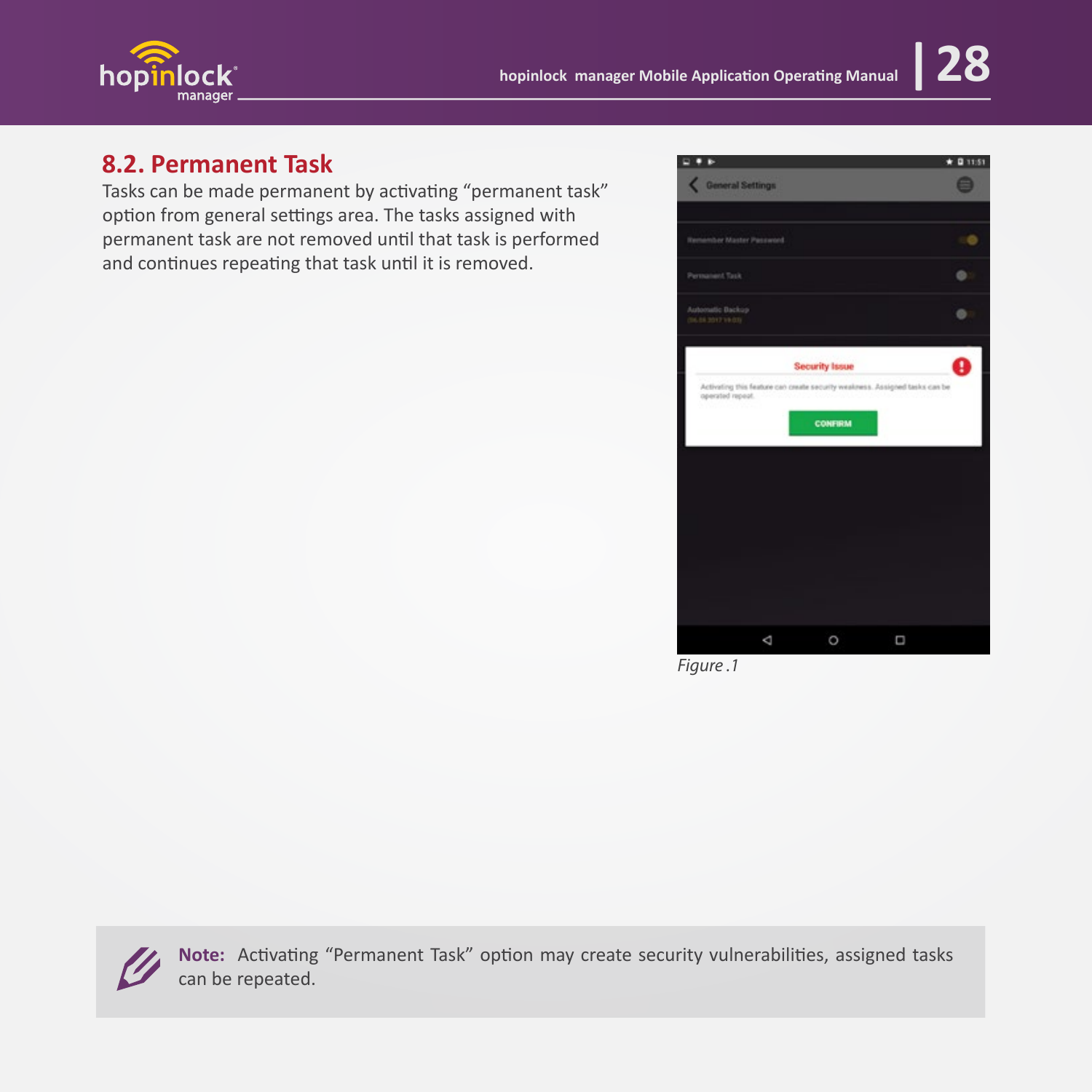## 8.2. Permanent Task

Tasks can be made permanent by activating “permanent task” option from general settings area. The tasks assigned with permanent task are not removed until that task is performed and continues repeating that task until it is removed.

*Figure .1*

**Note:** Activating “Permanent Task” option may create security vulnerabilities, assigned tasks can be repeated.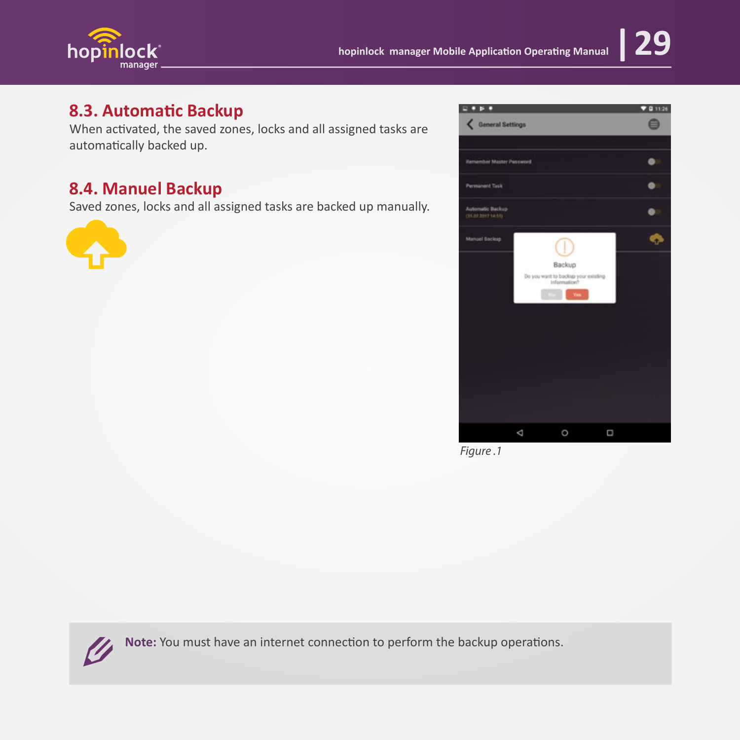## 8.3. Automatic Backup

When activated, the saved zones, locks and all assigned tasks are automatically backed up.

## 8.4. Manuel Backup

Saved zones, locks and all assigned tasks are backed up manually.

*Figure .1*

**Note:** You must have an internet connection to perform the backup operations.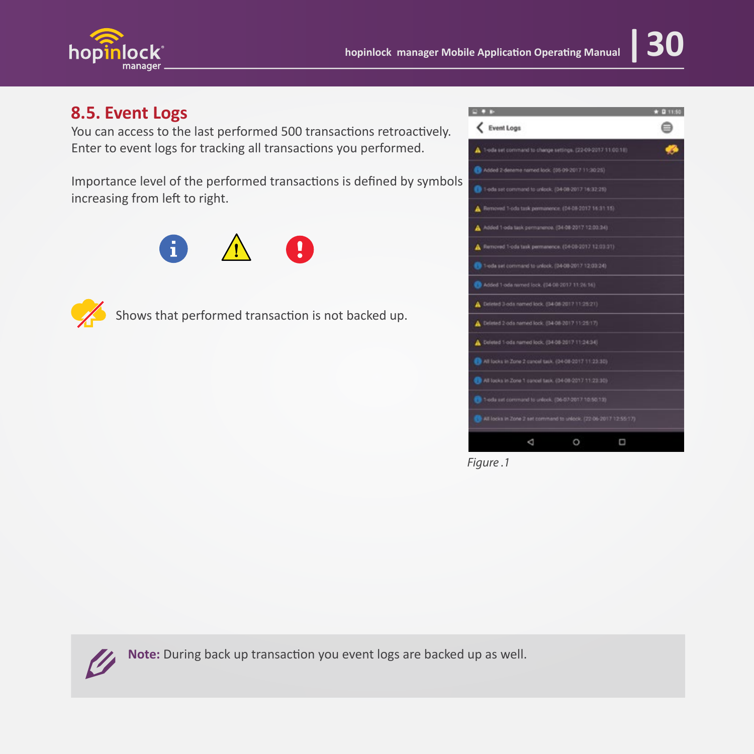## 8.5. Event Logs

You can access to the last performed 500 transactions retroactively. Enter to event logs for tracking all transactions you performed.

Importance level of the performed transactions is defined by symbols increasing from left to right.

Shows that performed transaction is not backed up.

*Figure .1*

**Note:** During back up transaction you event logs are backed up as well.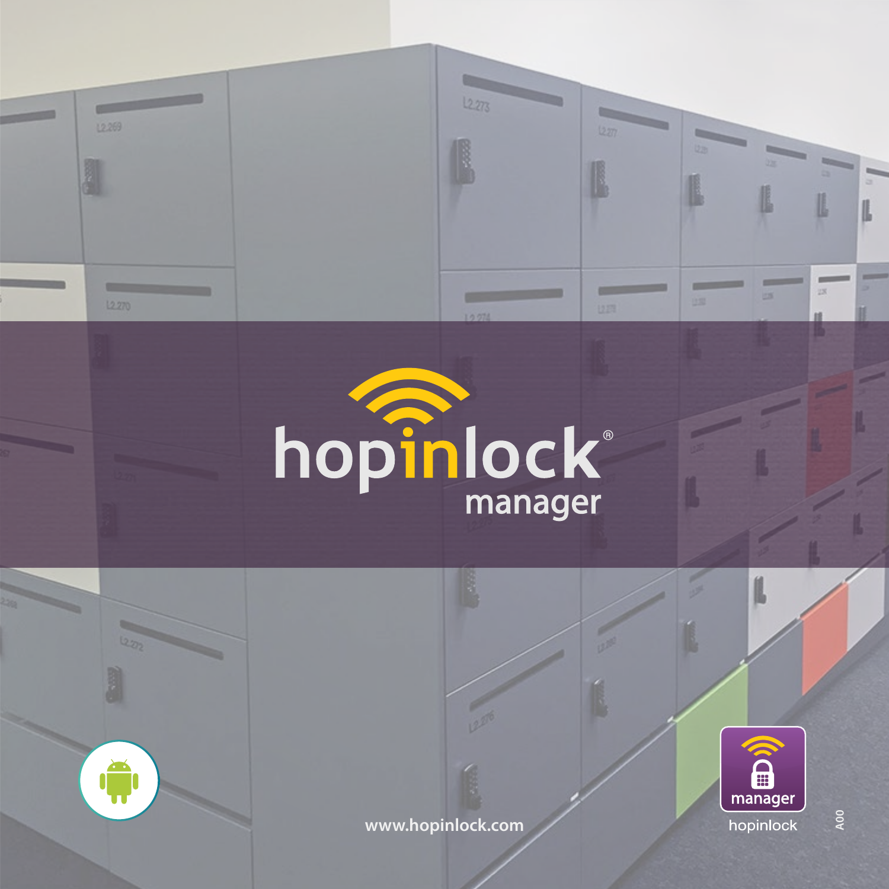# hopinlock®

manager

www.hopinlock.com

manager

hopinlock

A00